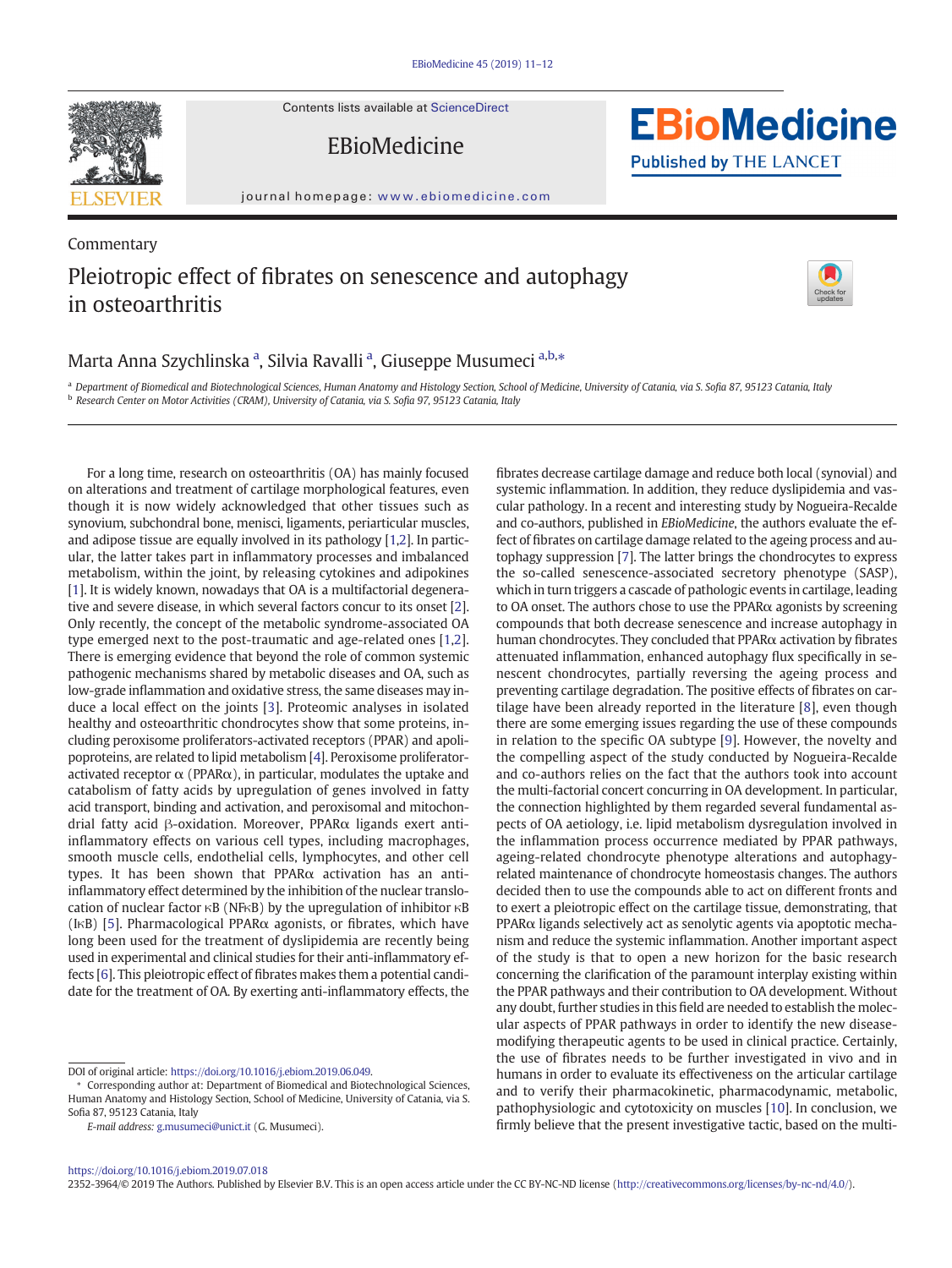Commentary

# Pleiotropic effect of fibrates on senescence and autophagy in osteoarthritis

Marta Anna Szychlinska [a], Silvia Ravalli [a], Giuseppe Musumeci [a,b,*]

[a] Department of Biomedical and Biotechnological Sciences, Human Anatomy and Histology Section, School of Medicine, University of Catania, via S. Sofia 87, 95123 Catania, Italy
[b] Research Center on Motor Activities (CRAM), University of Catania, via S. Sofia 97, 95123 Catania, Italy

For a long time, research on osteoarthritis (OA) has mainly focused on alterations and treatment of cartilage morphological features, even though it is now widely acknowledged that other tissues such as synovium, subchondral bone, menisci, ligaments, periarticular muscles, and adipose tissue are equally involved in its pathology [1,2]. In particular, the latter takes part in inflammatory processes and imbalanced metabolism, within the joint, by releasing cytokines and adipokines [1]. It is widely known, nowadays that OA is a multifactorial degenerative and severe disease, in which several factors concur to its onset [2]. Only recently, the concept of the metabolic syndrome-associated OA type emerged next to the post-traumatic and age-related ones [1,2]. There is emerging evidence that beyond the role of common systemic pathogenic mechanisms shared by metabolic diseases and OA, such as low-grade inflammation and oxidative stress, the same diseases may induce a local effect on the joints [3]. Proteomic analyses in isolated healthy and osteoarthritic chondrocytes show that some proteins, including peroxisome proliferators-activated receptors (PPAR) and apolipoproteins, are related to lipid metabolism [4]. Peroxisome proliferator-activated receptor α (PPARα), in particular, modulates the uptake and catabolism of fatty acids by upregulation of genes involved in fatty acid transport, binding and activation, and peroxisomal and mitochondrial fatty acid β-oxidation. Moreover, PPARα ligands exert anti-inflammatory effects on various cell types, including macrophages, smooth muscle cells, endothelial cells, lymphocytes, and other cell types. It has been shown that PPARα activation has an anti-inflammatory effect determined by the inhibition of the nuclear translocation of nuclear factor κB (NFκB) by the upregulation of inhibitor κB (IκB) [5]. Pharmacological PPARα agonists, or fibrates, which have long been used for the treatment of dyslipidemia are recently being used in experimental and clinical studies for their anti-inflammatory effects [6]. This pleiotropic effect of fibrates makes them a potential candidate for the treatment of OA. By exerting anti-inflammatory effects, the fibrates decrease cartilage damage and reduce both local (synovial) and systemic inflammation. In addition, they reduce dyslipidemia and vascular pathology. In a recent and interesting study by Nogueira-Recalde and co-authors, published in *EBioMedicine*, the authors evaluate the effect of fibrates on cartilage damage related to the ageing process and autophagy suppression [7]. The latter brings the chondrocytes to express the so-called senescence-associated secretory phenotype (SASP), which in turn triggers a cascade of pathologic events in cartilage, leading to OA onset. The authors chose to use the PPARα agonists by screening compounds that both decrease senescence and increase autophagy in human chondrocytes. They concluded that PPARα activation by fibrates attenuated inflammation, enhanced autophagy flux specifically in senescent chondrocytes, partially reversing the ageing process and preventing cartilage degradation. The positive effects of fibrates on cartilage have been already reported in the literature [8], even though there are some emerging issues regarding the use of these compounds in relation to the specific OA subtype [9]. However, the novelty and the compelling aspect of the study conducted by Nogueira-Recalde and co-authors relies on the fact that the authors took into account the multi-factorial concert concurring in OA development. In particular, the connection highlighted by them regarded several fundamental aspects of OA aetiology, i.e. lipid metabolism dysregulation involved in the inflammation process occurrence mediated by PPAR pathways, ageing-related chondrocyte phenotype alterations and autophagy-related maintenance of chondrocyte homeostasis changes. The authors decided then to use the compounds able to act on different fronts and to exert a pleiotropic effect on the cartilage tissue, demonstrating, that PPARα ligands selectively act as senolytic agents via apoptotic mechanism and reduce the systemic inflammation. Another important aspect of the study is that to open a new horizon for the basic research concerning the clarification of the paramount interplay existing within the PPAR pathways and their contribution to OA development. Without any doubt, further studies in this field are needed to establish the molecular aspects of PPAR pathways in order to identify the new disease-modifying therapeutic agents to be used in clinical practice. Certainly, the use of fibrates needs to be further investigated in vivo and in humans in order to evaluate its effectiveness on the articular cartilage and to verify their pharmacokinetic, pharmacodynamic, metabolic, pathophysiologic and cytotoxicity on muscles [10]. In conclusion, we firmly believe that the present investigative tactic, based on the multi-

DOI of original article: https://doi.org/10.1016/j.ebiom.2019.06.049.

* Corresponding author at: Department of Biomedical and Biotechnological Sciences, Human Anatomy and Histology Section, School of Medicine, University of Catania, via S. Sofia 87, 95123 Catania, Italy

*E-mail address:* g.musumeci@unict.it (G. Musumeci).

https://doi.org/10.1016/j.ebiom.2019.07.018
2352-3964/© 2019 The Authors. Published by Elsevier B.V. This is an open access article under the CC BY-NC-ND license (http://creativecommons.org/licenses/by-nc-nd/4.0/).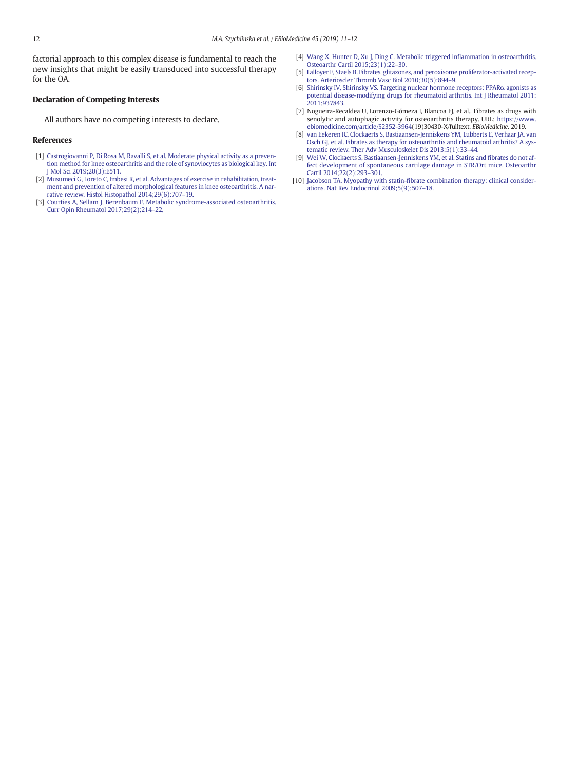factorial approach to this complex disease is fundamental to reach the new insights that might be easily transduced into successful therapy for the OA.

## Declaration of Competing Interests

All authors have no competing interests to declare.

## References

[1] Castrogiovanni P, Di Rosa M, Ravalli S, et al. Moderate physical activity as a prevention method for knee osteoarthritis and the role of synoviocytes as biological key. Int J Mol Sci 2019;20(3):E511.

[2] Musumeci G, Loreto C, Imbesi R, et al. Advantages of exercise in rehabilitation, treatment and prevention of altered morphological features in knee osteoarthritis. A narrative review. Histol Histopathol 2014;29(6):707–19.

[3] Courties A, Sellam J, Berenbaum F. Metabolic syndrome-associated osteoarthritis. Curr Opin Rheumatol 2017;29(2):214–22.

[4] Wang X, Hunter D, Xu J, Ding C. Metabolic triggered inflammation in osteoarthritis. Osteoarthr Cartil 2015;23(1):22–30.

[5] Lalloyer F, Staels B. Fibrates, glitazones, and peroxisome proliferator-activated receptors. Arterioscler Thromb Vasc Biol 2010;30(5):894–9.

[6] Shirinsky IV, Shirinsky VS. Targeting nuclear hormone receptors: PPARα agonists as potential disease-modifying drugs for rheumatoid arthritis. Int J Rheumatol 2011; 2011:937843.

[7] Nogueira-Recaldea U, Lorenzo-Gómeza I, Blancoa FJ, et al.. Fibrates as drugs with senolytic and autophagic activity for osteoarthritis therapy. URL: https://www.ebiomedicine.com/article/S2352-3964(19)30430-X/fulltext. *EBioMedicine*. 2019.

[8] van Eekeren IC, Clockaerts S, Bastiaansen-Jenniskens YM, Lubberts E, Verhaar JA, van Osch GJ, et al. Fibrates as therapy for osteoarthritis and rheumatoid arthritis? A systematic review. Ther Adv Musculoskelet Dis 2013;5(1):33–44.

[9] Wei W, Clockaerts S, Bastiaansen-Jenniskens YM, et al. Statins and fibrates do not affect development of spontaneous cartilage damage in STR/Ort mice. Osteoarthr Cartil 2014;22(2):293–301.

[10] Jacobson TA. Myopathy with statin-fibrate combination therapy: clinical considerations. Nat Rev Endocrinol 2009;5(9):507–18.